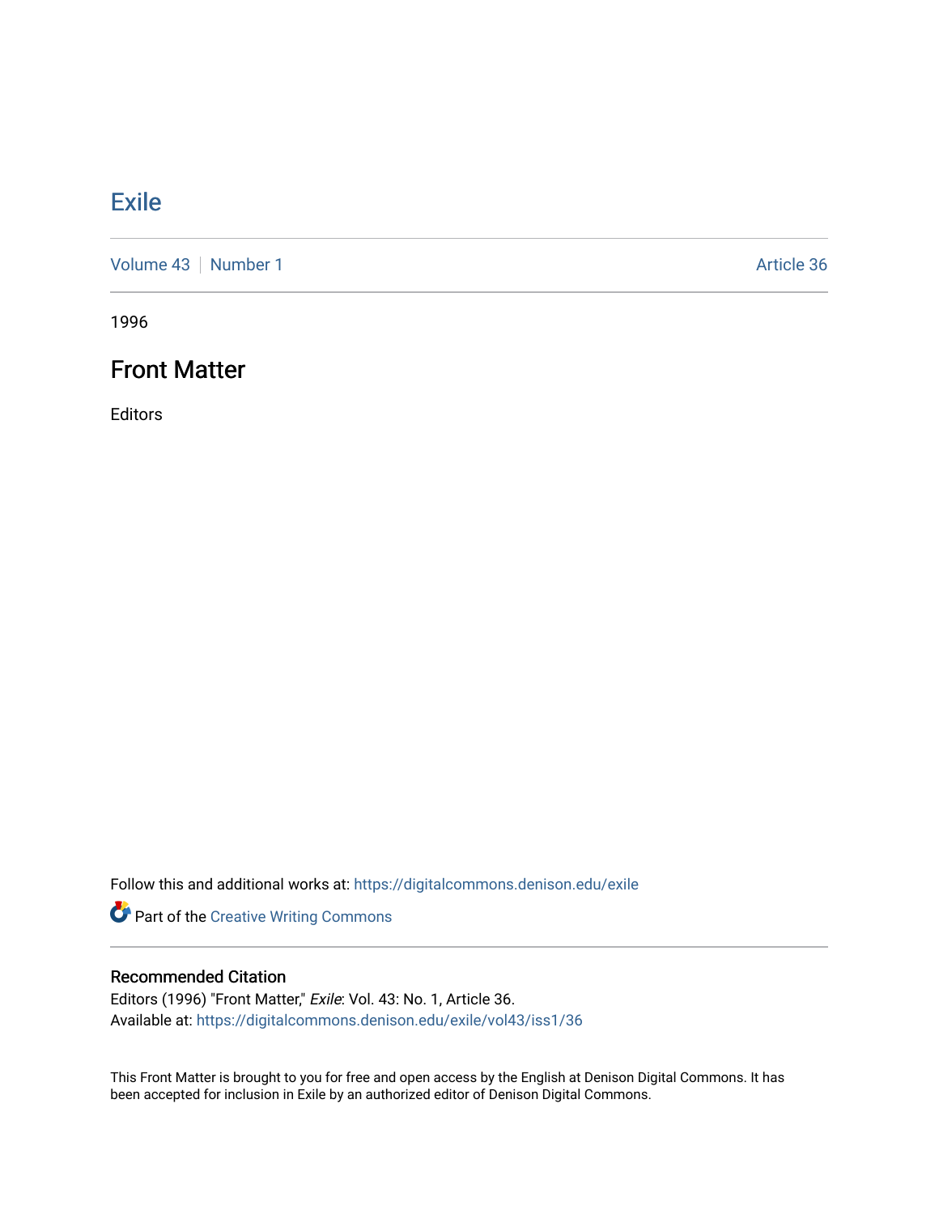# Exile

Volume 43 | Number 1 Article 36

1996

## Front Matter

Editors

Follow this and additional works at: https://digitalcommons.denison.edu/exile

Part of the Creative Writing Commons

### Recommended Citation

Editors (1996) "Front Matter," *Exile*: Vol. 43: No. 1, Article 36.
Available at: https://digitalcommons.denison.edu/exile/vol43/iss1/36

This Front Matter is brought to you for free and open access by the English at Denison Digital Commons. It has been accepted for inclusion in Exile by an authorized editor of Denison Digital Commons.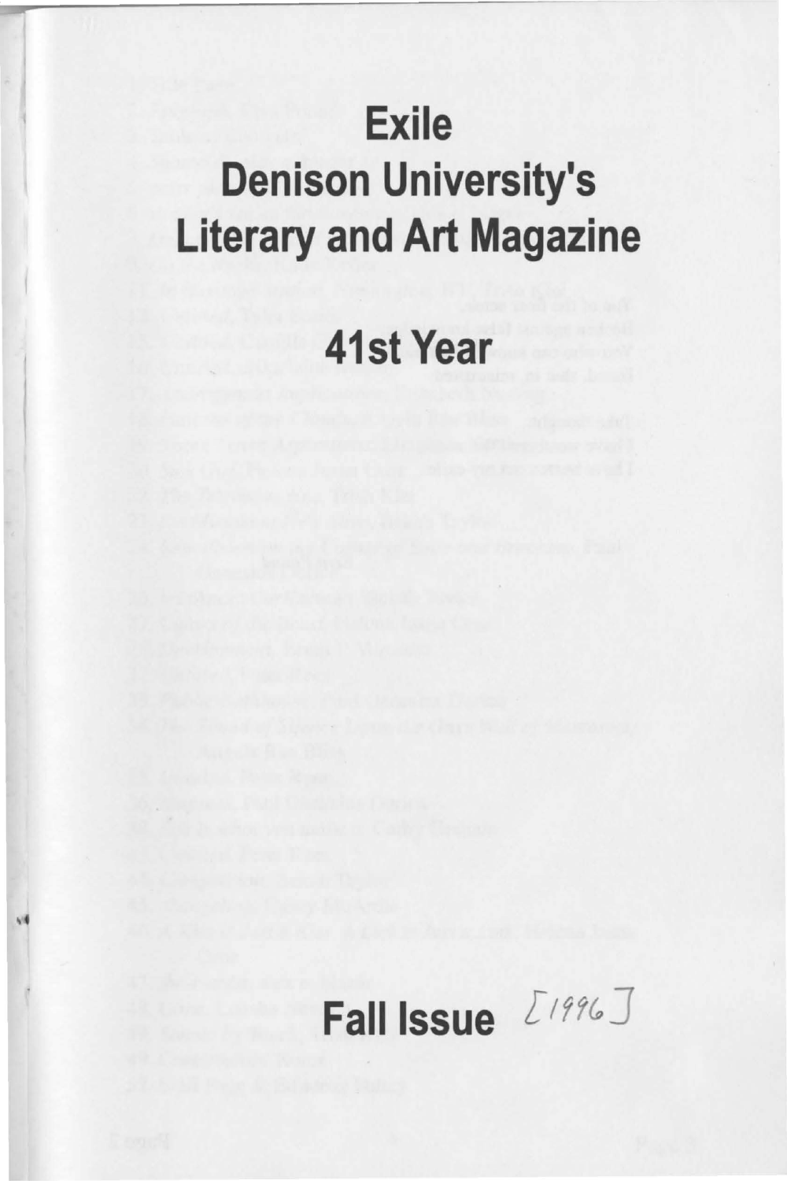# Exile

# Denison University's Literary and Art Magazine

# 41st Year

# Fall Issue [1996]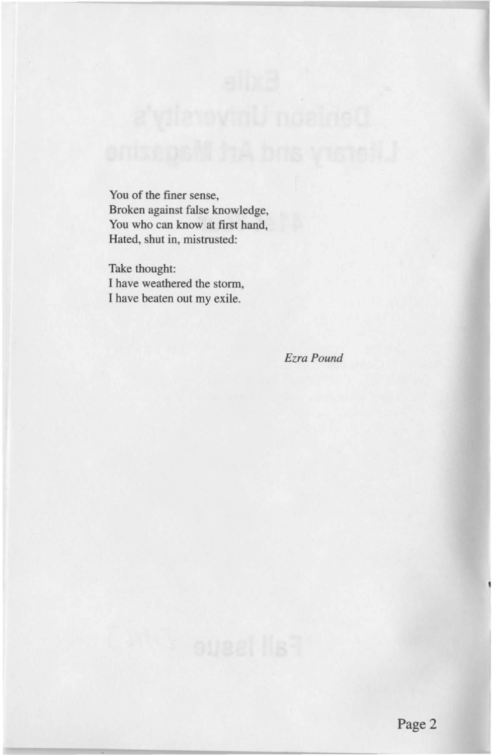You of the finer sense,  
Broken against false knowledge,  
You who can know at first hand,  
Hated, shut in, mistrusted:

Take thought:  
I have weathered the storm,  
I have beaten out my exile.

*Ezra Pound*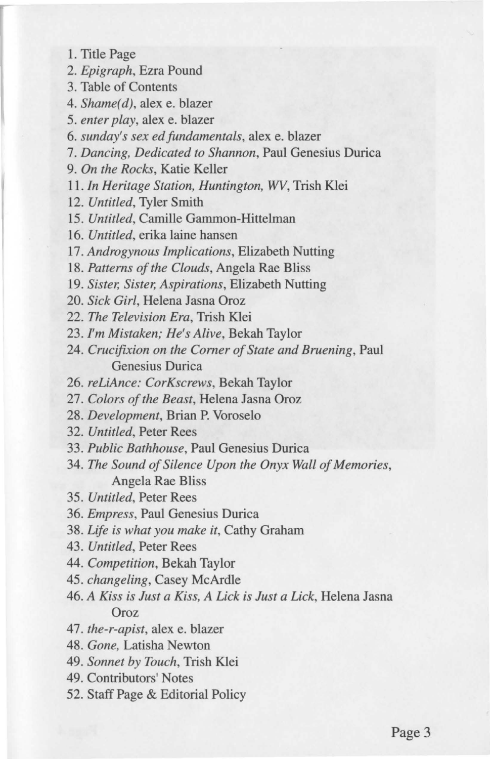1. Title Page
2. *Epigraph*, Ezra Pound
3. Table of Contents
4. *Shame(d)*, alex e. blazer
5. *enter play*, alex e. blazer
6. *sunday's sex ed fundamentals*, alex e. blazer
7. *Dancing, Dedicated to Shannon*, Paul Genesius Durica
9. *On the Rocks*, Katie Keller
11. *In Heritage Station, Huntington, WV*, Trish Klei
12. *Untitled*, Tyler Smith
15. *Untitled*, Camille Gammon-Hittelman
16. *Untitled*, erika laine hansen
17. *Androgynous Implications*, Elizabeth Nutting
18. *Patterns of the Clouds*, Angela Rae Bliss
19. *Sister, Sister, Aspirations*, Elizabeth Nutting
20. *Sick Girl*, Helena Jasna Oroz
22. *The Television Era*, Trish Klei
23. *I'm Mistaken; He's Alive*, Bekah Taylor
24. *Crucifixion on the Corner of State and Bruening*, Paul Genesius Durica
26. *reLiAnce: CorKscrews*, Bekah Taylor
27. *Colors of the Beast*, Helena Jasna Oroz
28. *Development*, Brian P. Voroselo
32. *Untitled*, Peter Rees
33. *Public Bathhouse*, Paul Genesius Durica
34. *The Sound of Silence Upon the Onyx Wall of Memories*, Angela Rae Bliss
35. *Untitled*, Peter Rees
36. *Empress*, Paul Genesius Durica
38. *Life is what you make it*, Cathy Graham
43. *Untitled*, Peter Rees
44. *Competition*, Bekah Taylor
45. *changeling*, Casey McArdle
46. *A Kiss is Just a Kiss, A Lick is Just a Lick*, Helena Jasna Oroz
47. *the-r-apist*, alex e. blazer
48. *Gone*, Latisha Newton
49. *Sonnet by Touch*, Trish Klei
49. Contributors' Notes
52. Staff Page & Editorial Policy